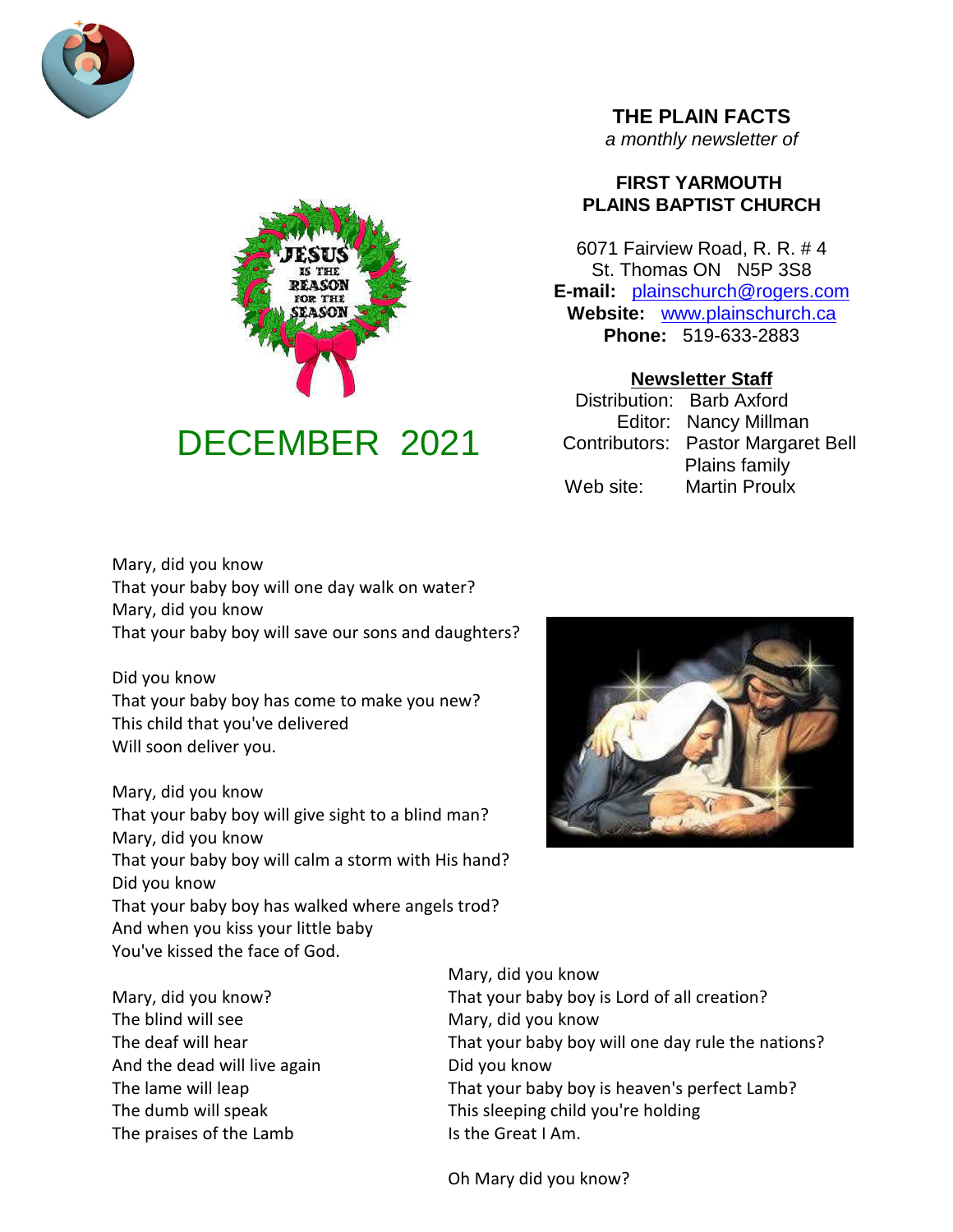# THE PLAIN FACTS

*a monthly newsletter of*

## FIRST YARMOUTH PLAINS BAPTIST CHURCH

6071 Fairview Road, R. R. # 4
St. Thomas ON N5P 3S8
**E-mail:** plainschurch@rogers.com
**Website:** www.plainschurch.ca
**Phone:** 519-633-2883

**Newsletter Staff**

Distribution: Barb Axford
Editor: Nancy Millman
Contributors: Pastor Margaret Bell
Plains family
Web site: Martin Proulx

JESUS IS THE REASON FOR THE SEASON

# DECEMBER 2021

Mary, did you know
That your baby boy will one day walk on water?
Mary, did you know
That your baby boy will save our sons and daughters?

Did you know
That your baby boy has come to make you new?
This child that you've delivered
Will soon deliver you.

Mary, did you know
That your baby boy will give sight to a blind man?
Mary, did you know
That your baby boy will calm a storm with His hand?
Did you know
That your baby boy has walked where angels trod?
And when you kiss your little baby
You've kissed the face of God.

Mary, did you know?
The blind will see
The deaf will hear
And the dead will live again
The lame will leap
The dumb will speak
The praises of the Lamb

Mary, did you know
That your baby boy is Lord of all creation?
Mary, did you know
That your baby boy will one day rule the nations?
Did you know
That your baby boy is heaven's perfect Lamb?
This sleeping child you're holding
Is the Great I Am.

Oh Mary did you know?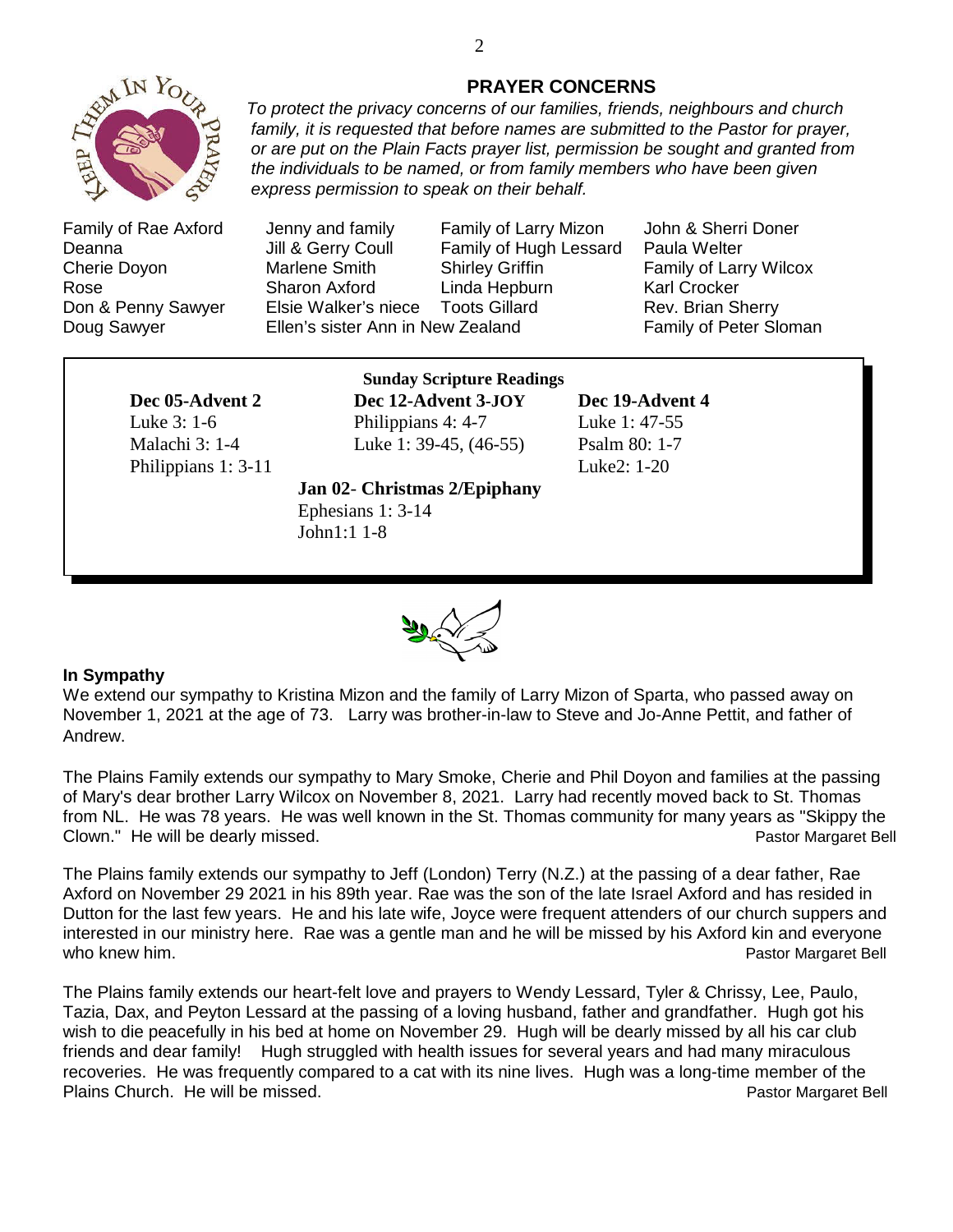## PRAYER CONCERNS

*To protect the privacy concerns of our families, friends, neighbours and church family, it is requested that before names are submitted to the Pastor for prayer, or are put on the Plain Facts prayer list, permission be sought and granted from the individuals to be named, or from family members who have been given express permission to speak on their behalf.*

| | | | |
|---|---|---|---|
| Family of Rae Axford | Jenny and family | Family of Larry Mizon | John & Sherri Doner |
| Deanna | Jill & Gerry Coull | Family of Hugh Lessard | Paula Welter |
| Cherie Doyon | Marlene Smith | Shirley Griffin | Family of Larry Wilcox |
| Rose | Sharon Axford | Linda Hepburn | Karl Crocker |
| Don & Penny Sawyer | Elsie Walker's niece | Toots Gillard | Rev. Brian Sherry |
| Doug Sawyer | Ellen's sister Ann in New Zealand | | Family of Peter Sloman |

**Sunday Scripture Readings**

**Dec 05-Advent 2**
Luke 3: 1-6
Malachi 3: 1-4
Philippians 1: 3-11

**Dec 12-Advent 3-JOY**
Philippians 4: 4-7
Luke 1: 39-45, (46-55)

**Dec 19-Advent 4**
Luke 1: 47-55
Psalm 80: 1-7
Luke2: 1-20

**Jan 02- Christmas 2/Epiphany**
Ephesians 1: 3-14
John1:1 1-8

**In Sympathy**

We extend our sympathy to Kristina Mizon and the family of Larry Mizon of Sparta, who passed away on November 1, 2021 at the age of 73. Larry was brother-in-law to Steve and Jo-Anne Pettit, and father of Andrew.

The Plains Family extends our sympathy to Mary Smoke, Cherie and Phil Doyon and families at the passing of Mary's dear brother Larry Wilcox on November 8, 2021. Larry had recently moved back to St. Thomas from NL. He was 78 years. He was well known in the St. Thomas community for many years as "Skippy the Clown." He will be dearly missed. Pastor Margaret Bell

The Plains family extends our sympathy to Jeff (London) Terry (N.Z.) at the passing of a dear father, Rae Axford on November 29 2021 in his 89th year. Rae was the son of the late Israel Axford and has resided in Dutton for the last few years. He and his late wife, Joyce were frequent attenders of our church suppers and interested in our ministry here. Rae was a gentle man and he will be missed by his Axford kin and everyone who knew him. Pastor Margaret Bell

The Plains family extends our heart-felt love and prayers to Wendy Lessard, Tyler & Chrissy, Lee, Paulo, Tazia, Dax, and Peyton Lessard at the passing of a loving husband, father and grandfather. Hugh got his wish to die peacefully in his bed at home on November 29. Hugh will be dearly missed by all his car club friends and dear family! Hugh struggled with health issues for several years and had many miraculous recoveries. He was frequently compared to a cat with its nine lives. Hugh was a long-time member of the Plains Church. He will be missed. Pastor Margaret Bell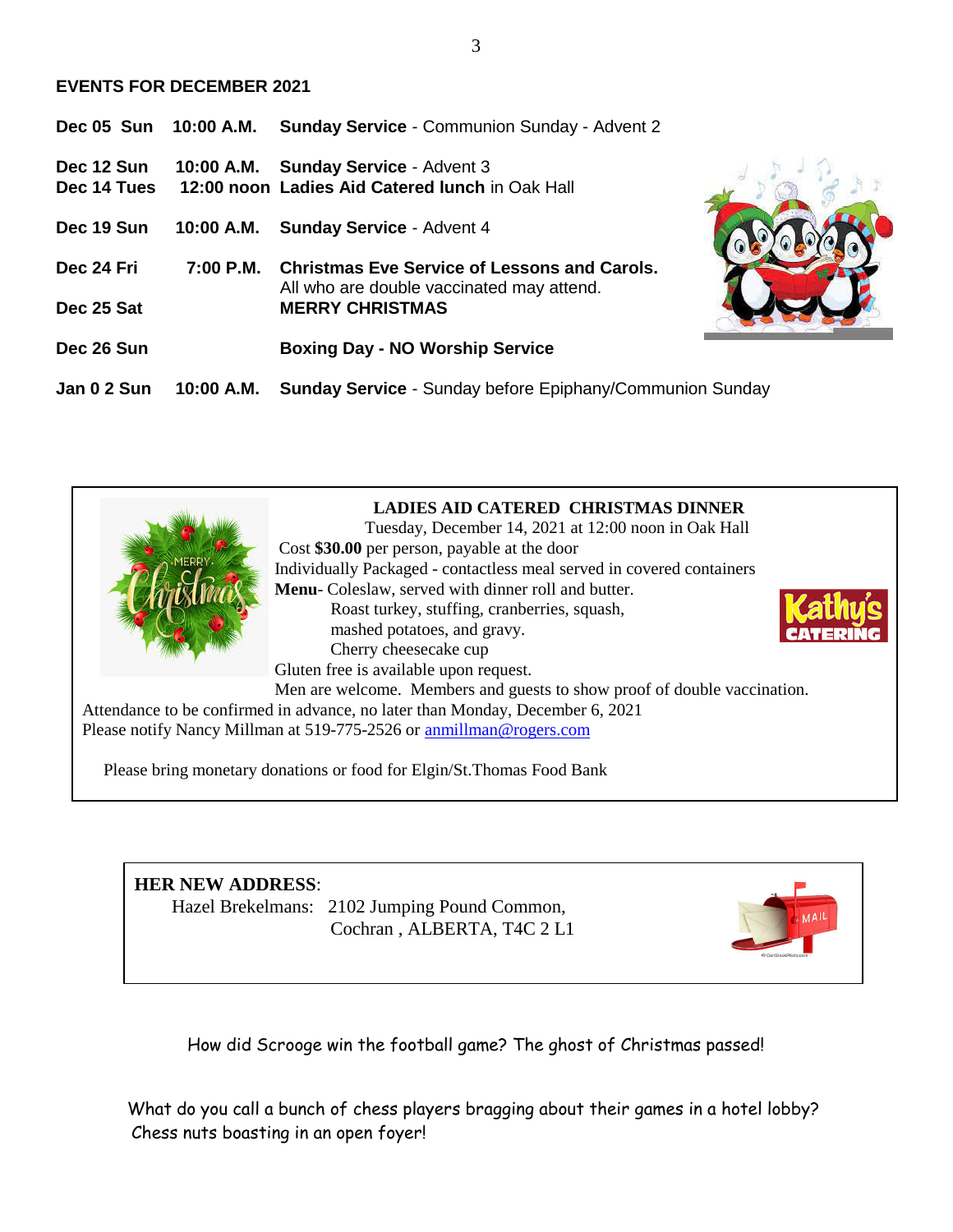## EVENTS FOR DECEMBER 2021

| | | |
|---|---|---|
| **Dec 05 Sun** | **10:00 A.M.** | **Sunday Service** - Communion Sunday - Advent 2 |
| **Dec 12 Sun** | **10:00 A.M.** | **Sunday Service** - Advent 3 |
| **Dec 14 Tues** | **12:00 noon** | **Ladies Aid Catered lunch** in Oak Hall |
| **Dec 19 Sun** | **10:00 A.M.** | **Sunday Service** - Advent 4 |
| **Dec 24 Fri** | **7:00 P.M.** | **Christmas Eve Service of Lessons and Carols.** All who are double vaccinated may attend. |
| **Dec 25 Sat** | | **MERRY CHRISTMAS** |
| **Dec 26 Sun** | | **Boxing Day - NO Worship Service** |
| **Jan 0 2 Sun** | **10:00 A.M.** | **Sunday Service** - Sunday before Epiphany/Communion Sunday |

**LADIES AID CATERED CHRISTMAS DINNER**

Tuesday, December 14, 2021 at 12:00 noon in Oak Hall

Cost **$30.00** per person, payable at the door

Individually Packaged - contactless meal served in covered containers

**Menu**- Coleslaw, served with dinner roll and butter.
Roast turkey, stuffing, cranberries, squash,
mashed potatoes, and gravy.
Cherry cheesecake cup

Gluten free is available upon request.

Men are welcome. Members and guests to show proof of double vaccination.

Attendance to be confirmed in advance, no later than Monday, December 6, 2021

Please notify Nancy Millman at 519-775-2526 or anmillman@rogers.com

Please bring monetary donations or food for Elgin/St.Thomas Food Bank

**HER NEW ADDRESS**:

Hazel Brekelmans: 2102 Jumping Pound Common,
Cochran , ALBERTA, T4C 2 L1

How did Scrooge win the football game? The ghost of Christmas passed!

What do you call a bunch of chess players bragging about their games in a hotel lobby?
Chess nuts boasting in an open foyer!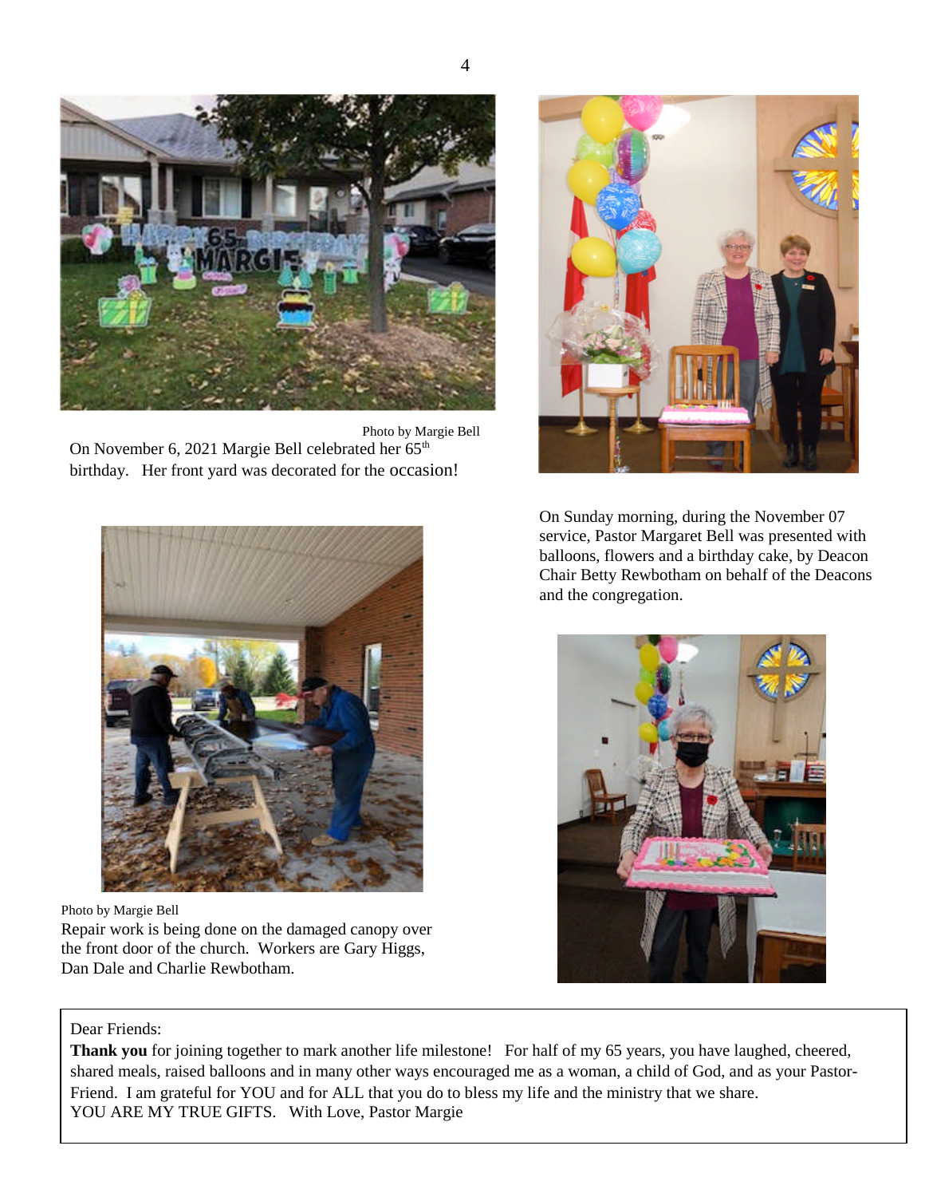Photo by Margie Bell

On November 6, 2021 Margie Bell celebrated her 65th birthday. Her front yard was decorated for the occasion!

On Sunday morning, during the November 07 service, Pastor Margaret Bell was presented with balloons, flowers and a birthday cake, by Deacon Chair Betty Rewbotham on behalf of the Deacons and the congregation.

Photo by Margie Bell

Repair work is being done on the damaged canopy over the front door of the church. Workers are Gary Higgs, Dan Dale and Charlie Rewbotham.

Dear Friends:

**Thank you** for joining together to mark another life milestone! For half of my 65 years, you have laughed, cheered, shared meals, raised balloons and in many other ways encouraged me as a woman, a child of God, and as your Pastor-Friend. I am grateful for YOU and for ALL that you do to bless my life and the ministry that we share.

YOU ARE MY TRUE GIFTS. With Love, Pastor Margie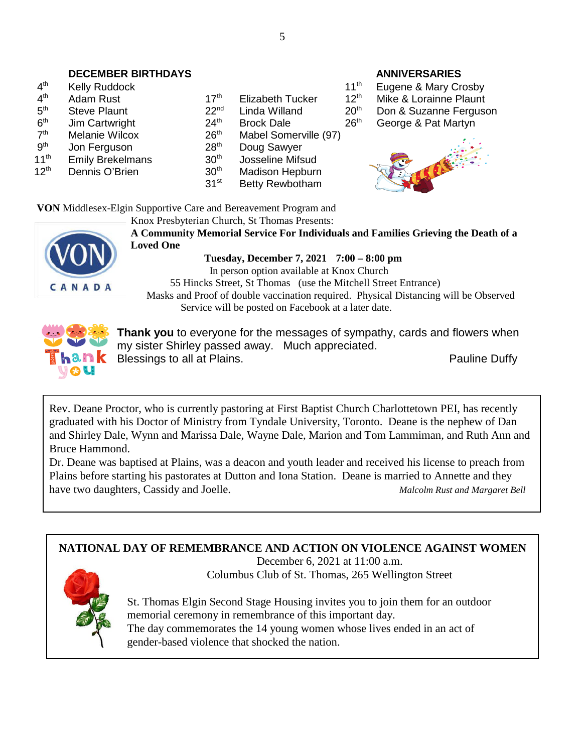## DECEMBER BIRTHDAYS

| Date | Name |
|---|---|
| 4th | Kelly Ruddock |
| 4th | Adam Rust |
| 5th | Steve Plaunt |
| 6th | Jim Cartwright |
| 7th | Melanie Wilcox |
| 9th | Jon Ferguson |
| 11th | Emily Brekelmans |
| 12th | Dennis O'Brien |
| 17th | Elizabeth Tucker |
| 22nd | Linda Willand |
| 24th | Brock Dale |
| 26th | Mabel Somerville (97) |
| 28th | Doug Sawyer |
| 30th | Josseline Mifsud |
| 30th | Madison Hepburn |
| 31st | Betty Rewbotham |

## ANNIVERSARIES

| Date | Names |
|---|---|
| 11th | Eugene & Mary Crosby |
| 12th | Mike & Lorainne Plaunt |
| 20th | Don & Suzanne Ferguson |
| 26th | George & Pat Martyn |

**VON** Middlesex-Elgin Supportive Care and Bereavement Program and Knox Presbyterian Church, St Thomas Presents:

**A Community Memorial Service For Individuals and Families Grieving the Death of a Loved One**

**Tuesday, December 7, 2021 7:00 – 8:00 pm**

In person option available at Knox Church
55 Hincks Street, St Thomas (use the Mitchell Street Entrance)
Masks and Proof of double vaccination required. Physical Distancing will be Observed
Service will be posted on Facebook at a later date.

**Thank you** to everyone for the messages of sympathy, cards and flowers when my sister Shirley passed away. Much appreciated.
Blessings to all at Plains.

Pauline Duffy

---

Rev. Deane Proctor, who is currently pastoring at First Baptist Church Charlottetown PEI, has recently graduated with his Doctor of Ministry from Tyndale University, Toronto. Deane is the nephew of Dan and Shirley Dale, Wynn and Marissa Dale, Wayne Dale, Marion and Tom Lammiman, and Ruth Ann and Bruce Hammond.

Dr. Deane was baptised at Plains, was a deacon and youth leader and received his license to preach from Plains before starting his pastorates at Dutton and Iona Station. Deane is married to Annette and they have two daughters, Cassidy and Joelle.

*Malcolm Rust and Margaret Bell*

---

**NATIONAL DAY OF REMEMBRANCE AND ACTION ON VIOLENCE AGAINST WOMEN**

December 6, 2021 at 11:00 a.m.
Columbus Club of St. Thomas, 265 Wellington Street

St. Thomas Elgin Second Stage Housing invites you to join them for an outdoor memorial ceremony in remembrance of this important day.
The day commemorates the 14 young women whose lives ended in an act of gender-based violence that shocked the nation.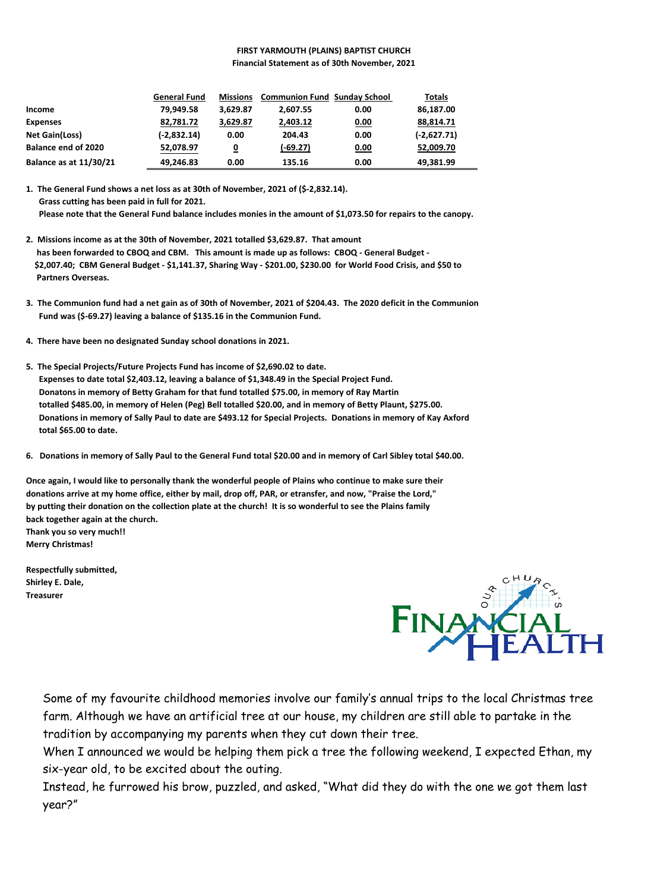**FIRST YARMOUTH (PLAINS) BAPTIST CHURCH**
**Financial Statement as of 30th November, 2021**

| | General Fund | Missions | Communion Fund | Sunday School | Totals |
|---|---|---|---|---|---|
| **Income** | 79,949.58 | 3,629.87 | 2,607.55 | 0.00 | 86,187.00 |
| **Expenses** | 82,781.72 | 3,629.87 | 2,403.12 | 0.00 | 88,814.71 |
| **Net Gain(Loss)** | (-2,832.14) | 0.00 | 204.43 | 0.00 | (-2,627.71) |
| **Balance end of 2020** | 52,078.97 | 0 | (-69.27) | 0.00 | 52,009.70 |
| **Balance as at 11/30/21** | 49,246.83 | 0.00 | 135.16 | 0.00 | 49,381.99 |

**1. The General Fund shows a net loss as at 30th of November, 2021 of ($-2,832.14).
Grass cutting has been paid in full for 2021.
Please note that the General Fund balance includes monies in the amount of $1,073.50 for repairs to the canopy.**

**2. Missions income as at the 30th of November, 2021 totalled $3,629.87. That amount has been forwarded to CBOQ and CBM. This amount is made up as follows: CBOQ - General Budget - $2,007.40; CBM General Budget - $1,141.37, Sharing Way - $201.00, $230.00 for World Food Crisis, and $50 to Partners Overseas.**

**3. The Communion fund had a net gain as of 30th of November, 2021 of $204.43. The 2020 deficit in the Communion Fund was ($-69.27) leaving a balance of $135.16 in the Communion Fund.**

**4. There have been no designated Sunday school donations in 2021.**

**5. The Special Projects/Future Projects Fund has income of $2,690.02 to date.
Expenses to date total $2,403.12, leaving a balance of $1,348.49 in the Special Project Fund.
Donatons in memory of Betty Graham for that fund totalled $75.00, in memory of Ray Martin totalled $485.00, in memory of Helen (Peg) Bell totalled $20.00, and in memory of Betty Plaunt, $275.00.
Donations in memory of Sally Paul to date are $493.12 for Special Projects. Donations in memory of Kay Axford total $65.00 to date.**

**6. Donations in memory of Sally Paul to the General Fund total $20.00 and in memory of Carl Sibley total $40.00.**

**Once again, I would like to personally thank the wonderful people of Plains who continue to make sure their donations arrive at my home office, either by mail, drop off, PAR, or etransfer, and now, "Praise the Lord," by putting their donation on the collection plate at the church! It is so wonderful to see the Plains family back together again at the church.
Thank you so very much!!
Merry Christmas!**

**Respectfully submitted,
Shirley E. Dale,
Treasurer**

OUR CHURCH'S FINANCIAL HEALTH

Some of my favourite childhood memories involve our family's annual trips to the local Christmas tree farm. Although we have an artificial tree at our house, my children are still able to partake in the tradition by accompanying my parents when they cut down their tree.

When I announced we would be helping them pick a tree the following weekend, I expected Ethan, my six-year old, to be excited about the outing.

Instead, he furrowed his brow, puzzled, and asked, "What did they do with the one we got them last year?"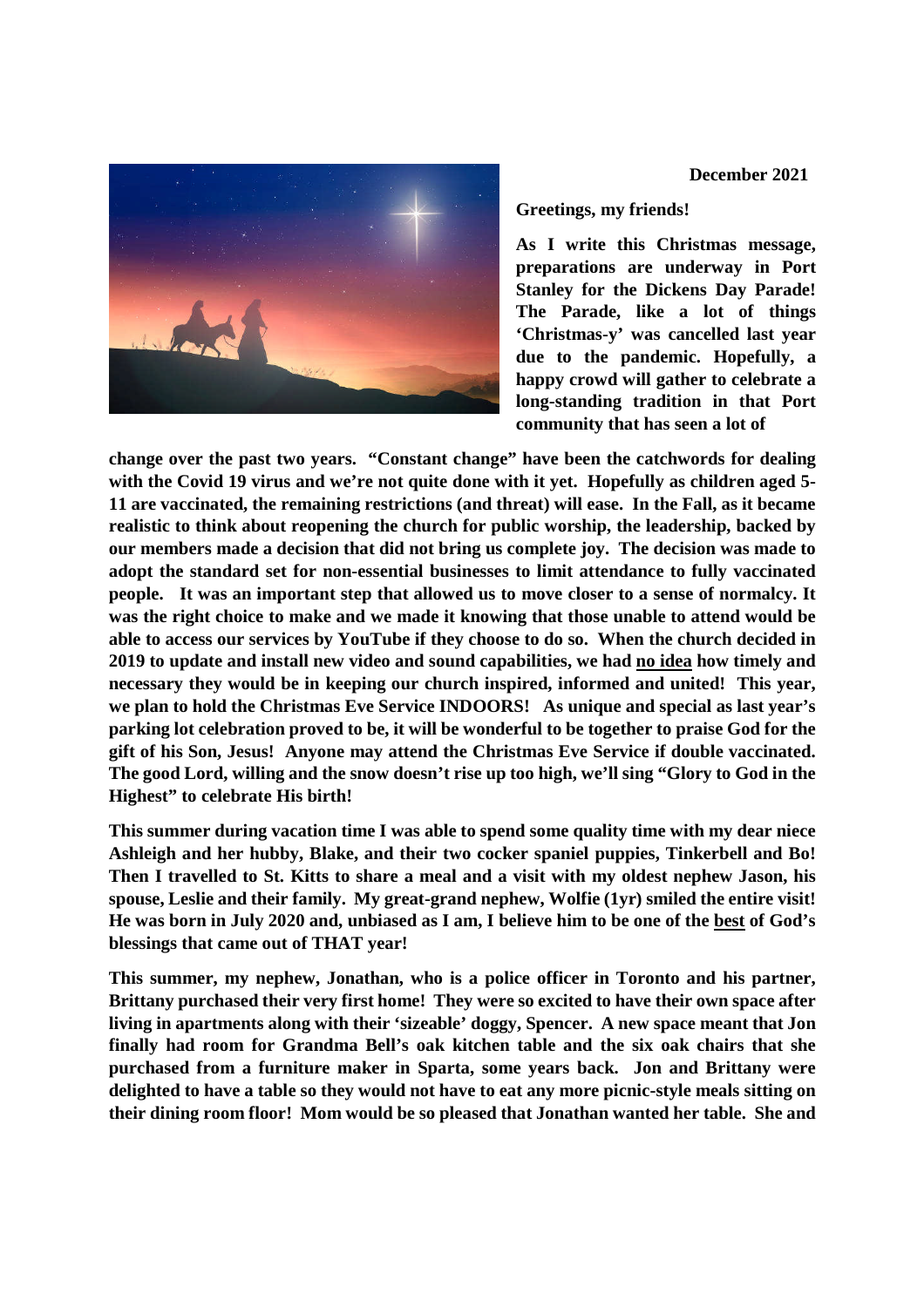**December 2021**

**Greetings, my friends!**

**As I write this Christmas message, preparations are underway in Port Stanley for the Dickens Day Parade! The Parade, like a lot of things 'Christmas-y' was cancelled last year due to the pandemic. Hopefully, a happy crowd will gather to celebrate a long-standing tradition in that Port community that has seen a lot of change over the past two years. "Constant change" have been the catchwords for dealing with the Covid 19 virus and we're not quite done with it yet. Hopefully as children aged 5-11 are vaccinated, the remaining restrictions (and threat) will ease. In the Fall, as it became realistic to think about reopening the church for public worship, the leadership, backed by our members made a decision that did not bring us complete joy. The decision was made to adopt the standard set for non-essential businesses to limit attendance to fully vaccinated people. It was an important step that allowed us to move closer to a sense of normalcy. It was the right choice to make and we made it knowing that those unable to attend would be able to access our services by YouTube if they choose to do so. When the church decided in 2019 to update and install new video and sound capabilities, we had <u>no idea</u> how timely and necessary they would be in keeping our church inspired, informed and united! This year, we plan to hold the Christmas Eve Service INDOORS! As unique and special as last year's parking lot celebration proved to be, it will be wonderful to be together to praise God for the gift of his Son, Jesus! Anyone may attend the Christmas Eve Service if double vaccinated. The good Lord, willing and the snow doesn't rise up too high, we'll sing "Glory to God in the Highest" to celebrate His birth!**

**This summer during vacation time I was able to spend some quality time with my dear niece Ashleigh and her hubby, Blake, and their two cocker spaniel puppies, Tinkerbell and Bo! Then I travelled to St. Kitts to share a meal and a visit with my oldest nephew Jason, his spouse, Leslie and their family. My great-grand nephew, Wolfie (1yr) smiled the entire visit! He was born in July 2020 and, unbiased as I am, I believe him to be one of the <u>best</u> of God's blessings that came out of THAT year!**

**This summer, my nephew, Jonathan, who is a police officer in Toronto and his partner, Brittany purchased their very first home! They were so excited to have their own space after living in apartments along with their 'sizeable' doggy, Spencer. A new space meant that Jon finally had room for Grandma Bell's oak kitchen table and the six oak chairs that she purchased from a furniture maker in Sparta, some years back. Jon and Brittany were delighted to have a table so they would not have to eat any more picnic-style meals sitting on their dining room floor! Mom would be so pleased that Jonathan wanted her table. She and**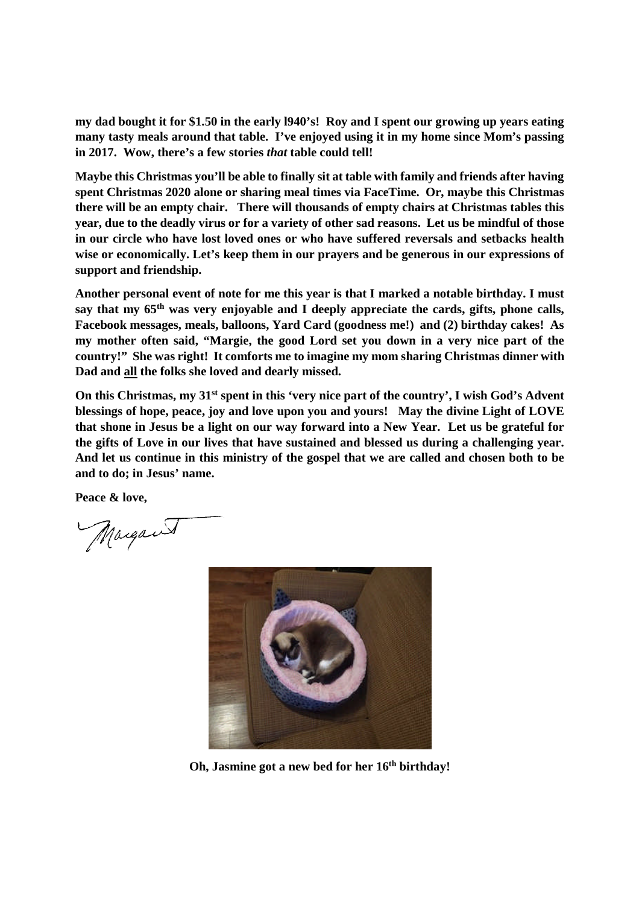**my dad bought it for $1.50 in the early l940's! Roy and I spent our growing up years eating many tasty meals around that table. I've enjoyed using it in my home since Mom's passing in 2017. Wow, there's a few stories *that* table could tell!**

**Maybe this Christmas you'll be able to finally sit at table with family and friends after having spent Christmas 2020 alone or sharing meal times via FaceTime. Or, maybe this Christmas there will be an empty chair. There will thousands of empty chairs at Christmas tables this year, due to the deadly virus or for a variety of other sad reasons. Let us be mindful of those in our circle who have lost loved ones or who have suffered reversals and setbacks health wise or economically. Let's keep them in our prayers and be generous in our expressions of support and friendship.**

**Another personal event of note for me this year is that I marked a notable birthday. I must say that my 65th was very enjoyable and I deeply appreciate the cards, gifts, phone calls, Facebook messages, meals, balloons, Yard Card (goodness me!) and (2) birthday cakes! As my mother often said, "Margie, the good Lord set you down in a very nice part of the country!" She was right! It comforts me to imagine my mom sharing Christmas dinner with Dad and <u>all</u> the folks she loved and dearly missed.**

**On this Christmas, my 31st spent in this 'very nice part of the country', I wish God's Advent blessings of hope, peace, joy and love upon you and yours! May the divine Light of LOVE that shone in Jesus be a light on our way forward into a New Year. Let us be grateful for the gifts of Love in our lives that have sustained and blessed us during a challenging year. And let us continue in this ministry of the gospel that we are called and chosen both to be and to do; in Jesus' name.**

**Peace & love,**

Margaret

**Oh, Jasmine got a new bed for her 16th birthday!**